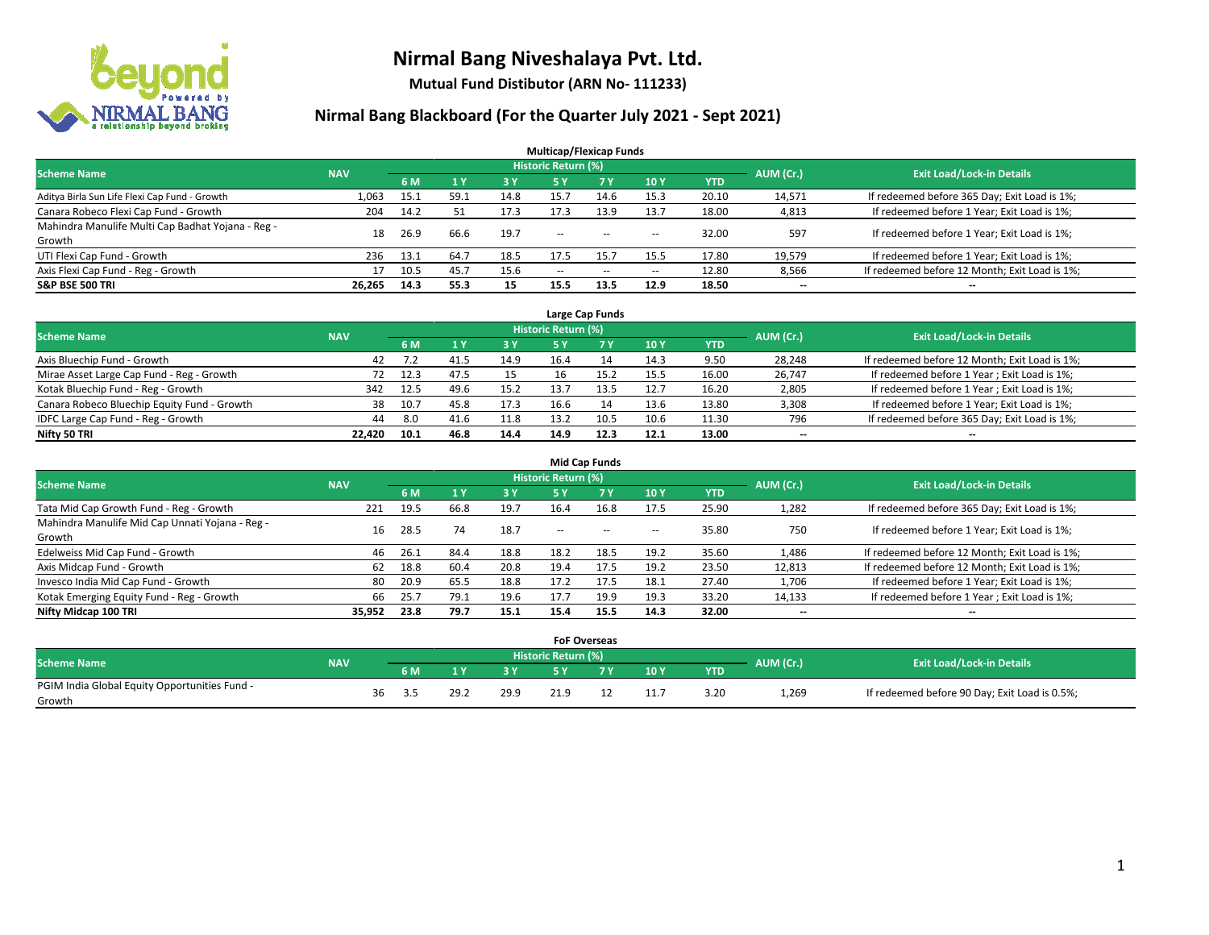# Nirmal Bang Niveshalaya Pvt. Ltd.

**Mutual Fund Distibutor (ARN No- 111233)**

## Nirmal Bang Blackboard (For the Quarter July 2021 - Sept 2021)

### Multicap/Flexicap Funds

| Scheme Name | NAV | Historic Return (%) | | | | | | | AUM (Cr.) | Exit Load/Lock-in Details |
|---|---|---|---|---|---|---|---|---|---|---|
| | | 6 M | 1 Y | 3 Y | 5 Y | 7 Y | 10 Y | YTD | | |
| Aditya Birla Sun Life Flexi Cap Fund - Growth | 1,063 | 15.1 | 59.1 | 14.8 | 15.7 | 14.6 | 15.3 | 20.10 | 14,571 | If redeemed before 365 Day; Exit Load is 1%; |
| Canara Robeco Flexi Cap Fund - Growth | 204 | 14.2 | 51 | 17.3 | 17.3 | 13.9 | 13.7 | 18.00 | 4,813 | If redeemed before 1 Year; Exit Load is 1%; |
| Mahindra Manulife Multi Cap Badhat Yojana - Reg - Growth | 18 | 26.9 | 66.6 | 19.7 | -- | -- | -- | 32.00 | 597 | If redeemed before 1 Year; Exit Load is 1%; |
| UTI Flexi Cap Fund - Growth | 236 | 13.1 | 64.7 | 18.5 | 17.5 | 15.7 | 15.5 | 17.80 | 19,579 | If redeemed before 1 Year; Exit Load is 1%; |
| Axis Flexi Cap Fund - Reg - Growth | 17 | 10.5 | 45.7 | 15.6 | -- | -- | -- | 12.80 | 8,566 | If redeemed before 12 Month; Exit Load is 1%; |
| **S&P BSE 500 TRI** | **26,265** | **14.3** | **55.3** | **15** | **15.5** | **13.5** | **12.9** | **18.50** | **--** | **--** |

### Large Cap Funds

| Scheme Name | NAV | Historic Return (%) | | | | | | | AUM (Cr.) | Exit Load/Lock-in Details |
|---|---|---|---|---|---|---|---|---|---|---|
| | | 6 M | 1 Y | 3 Y | 5 Y | 7 Y | 10 Y | YTD | | |
| Axis Bluechip Fund - Growth | 42 | 7.2 | 41.5 | 14.9 | 16.4 | 14 | 14.3 | 9.50 | 28,248 | If redeemed before 12 Month; Exit Load is 1%; |
| Mirae Asset Large Cap Fund - Reg - Growth | 72 | 12.3 | 47.5 | 15 | 16 | 15.2 | 15.5 | 16.00 | 26,747 | If redeemed before 1 Year ; Exit Load is 1%; |
| Kotak Bluechip Fund - Reg - Growth | 342 | 12.5 | 49.6 | 15.2 | 13.7 | 13.5 | 12.7 | 16.20 | 2,805 | If redeemed before 1 Year ; Exit Load is 1%; |
| Canara Robeco Bluechip Equity Fund - Growth | 38 | 10.7 | 45.8 | 17.3 | 16.6 | 14 | 13.6 | 13.80 | 3,308 | If redeemed before 1 Year; Exit Load is 1%; |
| IDFC Large Cap Fund - Reg - Growth | 44 | 8.0 | 41.6 | 11.8 | 13.2 | 10.5 | 10.6 | 11.30 | 796 | If redeemed before 365 Day; Exit Load is 1%; |
| **Nifty 50 TRI** | **22,420** | **10.1** | **46.8** | **14.4** | **14.9** | **12.3** | **12.1** | **13.00** | **--** | **--** |

### Mid Cap Funds

| Scheme Name | NAV | Historic Return (%) | | | | | | | AUM (Cr.) | Exit Load/Lock-in Details |
|---|---|---|---|---|---|---|---|---|---|---|
| | | 6 M | 1 Y | 3 Y | 5 Y | 7 Y | 10 Y | YTD | | |
| Tata Mid Cap Growth Fund - Reg - Growth | 221 | 19.5 | 66.8 | 19.7 | 16.4 | 16.8 | 17.5 | 25.90 | 1,282 | If redeemed before 365 Day; Exit Load is 1%; |
| Mahindra Manulife Mid Cap Unnati Yojana - Reg - Growth | 16 | 28.5 | 74 | 18.7 | -- | -- | -- | 35.80 | 750 | If redeemed before 1 Year; Exit Load is 1%; |
| Edelweiss Mid Cap Fund - Growth | 46 | 26.1 | 84.4 | 18.8 | 18.2 | 18.5 | 19.2 | 35.60 | 1,486 | If redeemed before 12 Month; Exit Load is 1%; |
| Axis Midcap Fund - Growth | 62 | 18.8 | 60.4 | 20.8 | 19.4 | 17.5 | 19.2 | 23.50 | 12,813 | If redeemed before 12 Month; Exit Load is 1%; |
| Invesco India Mid Cap Fund - Growth | 80 | 20.9 | 65.5 | 18.8 | 17.2 | 17.5 | 18.1 | 27.40 | 1,706 | If redeemed before 1 Year; Exit Load is 1%; |
| Kotak Emerging Equity Fund - Reg - Growth | 66 | 25.7 | 79.1 | 19.6 | 17.7 | 19.9 | 19.3 | 33.20 | 14,133 | If redeemed before 1 Year ; Exit Load is 1%; |
| **Nifty Midcap 100 TRI** | **35,952** | **23.8** | **79.7** | **15.1** | **15.4** | **15.5** | **14.3** | **32.00** | **--** | **--** |

### FoF Overseas

| Scheme Name | NAV | Historic Return (%) | | | | | | | AUM (Cr.) | Exit Load/Lock-in Details |
|---|---|---|---|---|---|---|---|---|---|---|
| | | 6 M | 1 Y | 3 Y | 5 Y | 7 Y | 10 Y | YTD | | |
| PGIM India Global Equity Opportunities Fund - Growth | 36 | 3.5 | 29.2 | 29.9 | 21.9 | 12 | 11.7 | 3.20 | 1,269 | If redeemed before 90 Day; Exit Load is 0.5%; |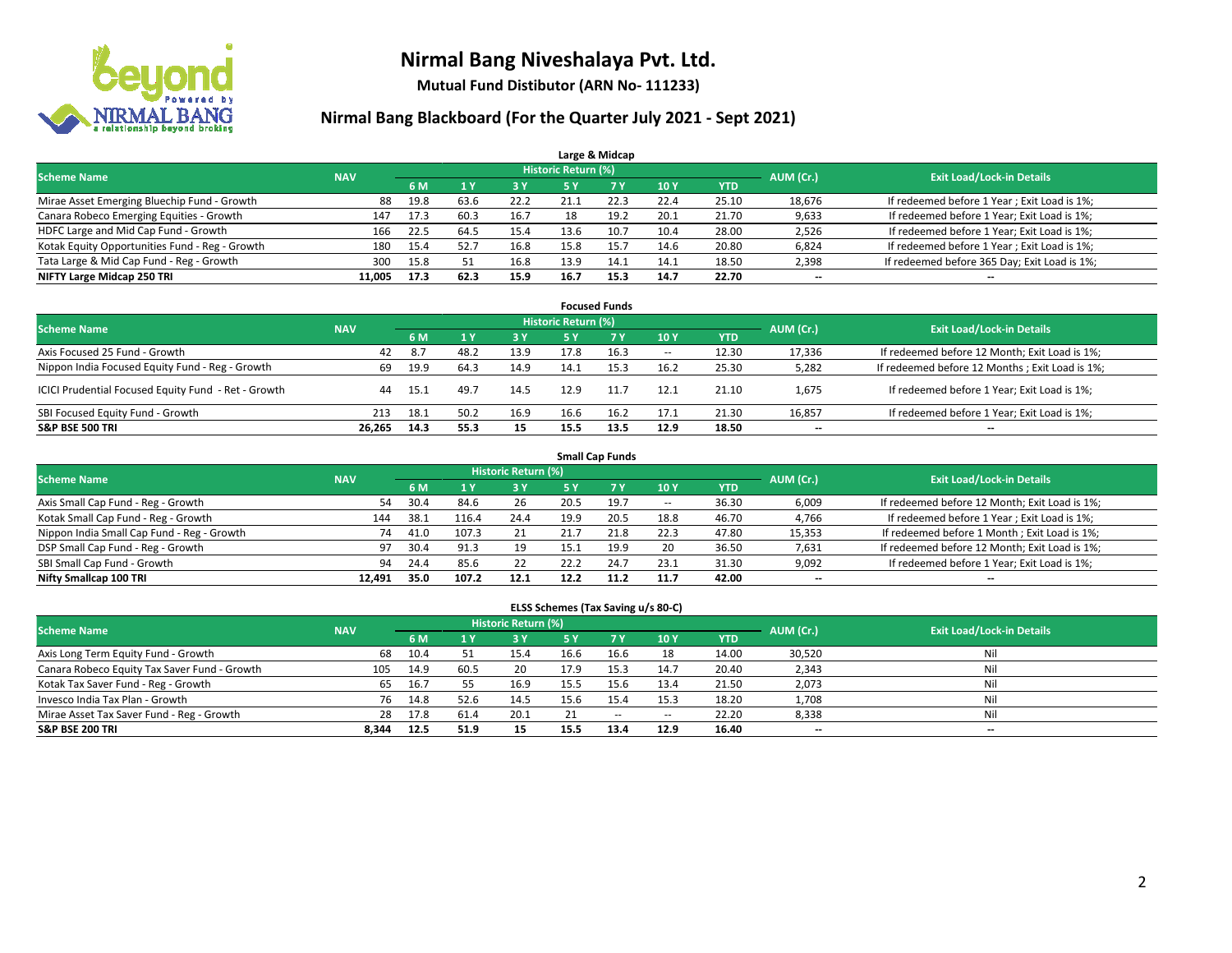# Nirmal Bang Niveshalaya Pvt. Ltd.

**Mutual Fund Distibutor (ARN No- 111233)**

## Nirmal Bang Blackboard (For the Quarter July 2021 - Sept 2021)

### Large & Midcap

| Scheme Name | NAV | Historic Return (%) | | | | | | | AUM (Cr.) | Exit Load/Lock-in Details |
|---|---|---|---|---|---|---|---|---|---|---|
| | | 6 M | 1 Y | 3 Y | 5 Y | 7 Y | 10 Y | YTD | | |
| Mirae Asset Emerging Bluechip Fund - Growth | 88 | 19.8 | 63.6 | 22.2 | 21.1 | 22.3 | 22.4 | 25.10 | 18,676 | If redeemed before 1 Year ; Exit Load is 1%; |
| Canara Robeco Emerging Equities - Growth | 147 | 17.3 | 60.3 | 16.7 | 18 | 19.2 | 20.1 | 21.70 | 9,633 | If redeemed before 1 Year; Exit Load is 1%; |
| HDFC Large and Mid Cap Fund - Growth | 166 | 22.5 | 64.5 | 15.4 | 13.6 | 10.7 | 10.4 | 28.00 | 2,526 | If redeemed before 1 Year; Exit Load is 1%; |
| Kotak Equity Opportunities Fund - Reg - Growth | 180 | 15.4 | 52.7 | 16.8 | 15.8 | 15.7 | 14.6 | 20.80 | 6,824 | If redeemed before 1 Year ; Exit Load is 1%; |
| Tata Large & Mid Cap Fund - Reg - Growth | 300 | 15.8 | 51 | 16.8 | 13.9 | 14.1 | 14.1 | 18.50 | 2,398 | If redeemed before 365 Day; Exit Load is 1%; |
| **NIFTY Large Midcap 250 TRI** | **11,005** | **17.3** | **62.3** | **15.9** | **16.7** | **15.3** | **14.7** | **22.70** | **--** | **--** |

### Focused Funds

| Scheme Name | NAV | Historic Return (%) | | | | | | | AUM (Cr.) | Exit Load/Lock-in Details |
|---|---|---|---|---|---|---|---|---|---|---|
| | | 6 M | 1 Y | 3 Y | 5 Y | 7 Y | 10 Y | YTD | | |
| Axis Focused 25 Fund - Growth | 42 | 8.7 | 48.2 | 13.9 | 17.8 | 16.3 | -- | 12.30 | 17,336 | If redeemed before 12 Month; Exit Load is 1%; |
| Nippon India Focused Equity Fund - Reg - Growth | 69 | 19.9 | 64.3 | 14.9 | 14.1 | 15.3 | 16.2 | 25.30 | 5,282 | If redeemed before 12 Months ; Exit Load is 1%; |
| ICICI Prudential Focused Equity Fund - Ret - Growth | 44 | 15.1 | 49.7 | 14.5 | 12.9 | 11.7 | 12.1 | 21.10 | 1,675 | If redeemed before 1 Year; Exit Load is 1%; |
| SBI Focused Equity Fund - Growth | 213 | 18.1 | 50.2 | 16.9 | 16.6 | 16.2 | 17.1 | 21.30 | 16,857 | If redeemed before 1 Year; Exit Load is 1%; |
| **S&P BSE 500 TRI** | **26,265** | **14.3** | **55.3** | **15** | **15.5** | **13.5** | **12.9** | **18.50** | **--** | **--** |

### Small Cap Funds

| Scheme Name | NAV | Historic Return (%) | | | | | | | AUM (Cr.) | Exit Load/Lock-in Details |
|---|---|---|---|---|---|---|---|---|---|---|
| | | 6 M | 1 Y | 3 Y | 5 Y | 7 Y | 10 Y | YTD | | |
| Axis Small Cap Fund - Reg - Growth | 54 | 30.4 | 84.6 | 26 | 20.5 | 19.7 | -- | 36.30 | 6,009 | If redeemed before 12 Month; Exit Load is 1%; |
| Kotak Small Cap Fund - Reg - Growth | 144 | 38.1 | 116.4 | 24.4 | 19.9 | 20.5 | 18.8 | 46.70 | 4,766 | If redeemed before 1 Year ; Exit Load is 1%; |
| Nippon India Small Cap Fund - Reg - Growth | 74 | 41.0 | 107.3 | 21 | 21.7 | 21.8 | 22.3 | 47.80 | 15,353 | If redeemed before 1 Month ; Exit Load is 1%; |
| DSP Small Cap Fund - Reg - Growth | 97 | 30.4 | 91.3 | 19 | 15.1 | 19.9 | 20 | 36.50 | 7,631 | If redeemed before 12 Month; Exit Load is 1%; |
| SBI Small Cap Fund - Growth | 94 | 24.4 | 85.6 | 22 | 22.2 | 24.7 | 23.1 | 31.30 | 9,092 | If redeemed before 1 Year; Exit Load is 1%; |
| **Nifty Smallcap 100 TRI** | **12,491** | **35.0** | **107.2** | **12.1** | **12.2** | **11.2** | **11.7** | **42.00** | **--** | **--** |

### ELSS Schemes (Tax Saving u/s 80-C)

| Scheme Name | NAV | Historic Return (%) | | | | | | | AUM (Cr.) | Exit Load/Lock-in Details |
|---|---|---|---|---|---|---|---|---|---|---|
| | | 6 M | 1 Y | 3 Y | 5 Y | 7 Y | 10 Y | YTD | | |
| Axis Long Term Equity Fund - Growth | 68 | 10.4 | 51 | 15.4 | 16.6 | 16.6 | 18 | 14.00 | 30,520 | Nil |
| Canara Robeco Equity Tax Saver Fund - Growth | 105 | 14.9 | 60.5 | 20 | 17.9 | 15.3 | 14.7 | 20.40 | 2,343 | Nil |
| Kotak Tax Saver Fund - Reg - Growth | 65 | 16.7 | 55 | 16.9 | 15.5 | 15.6 | 13.4 | 21.50 | 2,073 | Nil |
| Invesco India Tax Plan - Growth | 76 | 14.8 | 52.6 | 14.5 | 15.6 | 15.4 | 15.3 | 18.20 | 1,708 | Nil |
| Mirae Asset Tax Saver Fund - Reg - Growth | 28 | 17.8 | 61.4 | 20.1 | 21 | -- | -- | 22.20 | 8,338 | Nil |
| **S&P BSE 200 TRI** | **8,344** | **12.5** | **51.9** | **15** | **15.5** | **13.4** | **12.9** | **16.40** | **--** | **--** |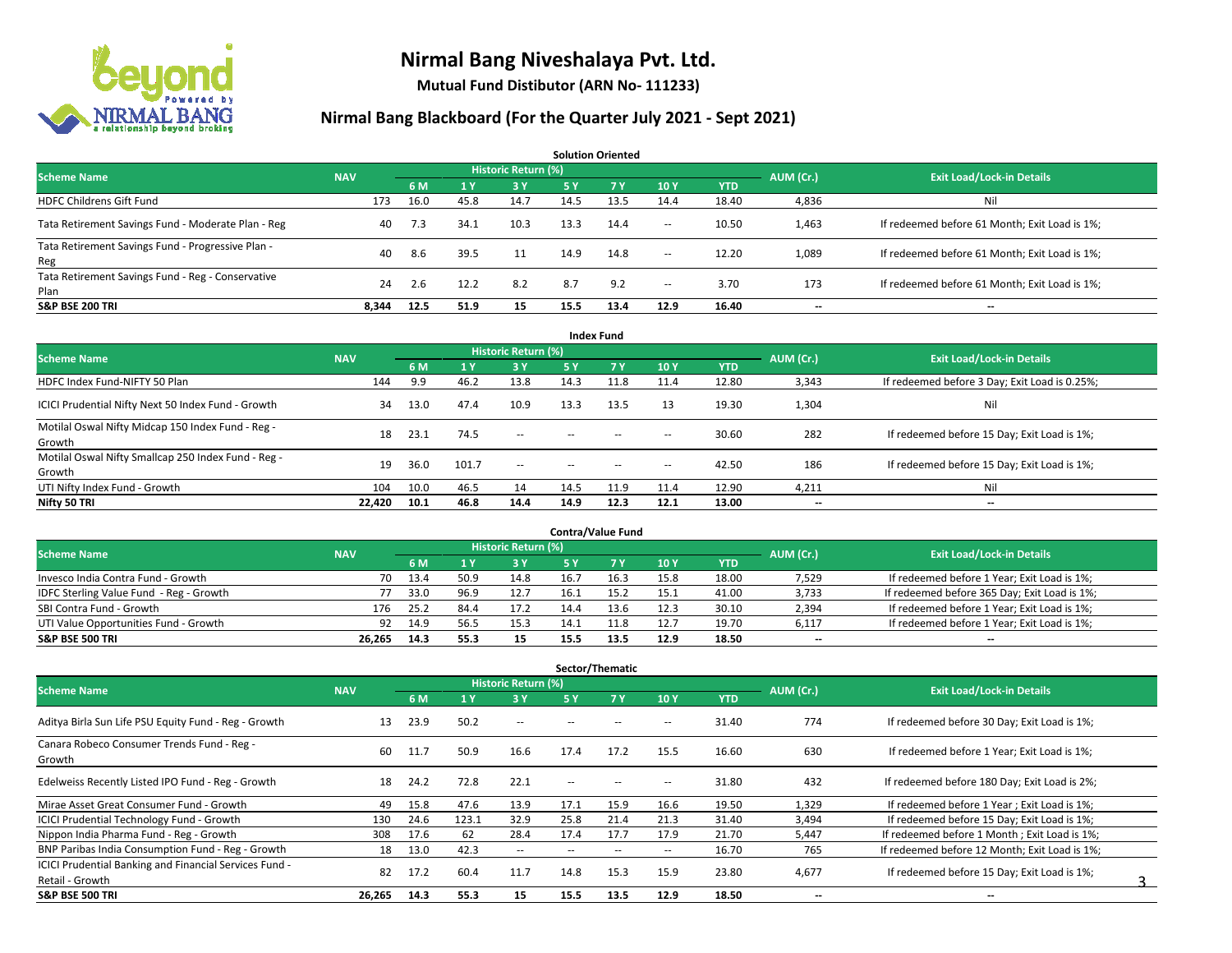# Nirmal Bang Niveshalaya Pvt. Ltd.

**Mutual Fund Distibutor (ARN No- 111233)**

## Nirmal Bang Blackboard (For the Quarter July 2021 - Sept 2021)

### Solution Oriented

| Scheme Name | NAV | Historic Return (%) | | | | | | | AUM (Cr.) | Exit Load/Lock-in Details |
|---|---|---|---|---|---|---|---|---|---|---|
| | | 6 M | 1 Y | 3 Y | 5 Y | 7 Y | 10 Y | YTD | | |
| HDFC Childrens Gift Fund | 173 | 16.0 | 45.8 | 14.7 | 14.5 | 13.5 | 14.4 | 18.40 | 4,836 | Nil |
| Tata Retirement Savings Fund - Moderate Plan - Reg | 40 | 7.3 | 34.1 | 10.3 | 13.3 | 14.4 | -- | 10.50 | 1,463 | If redeemed before 61 Month; Exit Load is 1%; |
| Tata Retirement Savings Fund - Progressive Plan - Reg | 40 | 8.6 | 39.5 | 11 | 14.9 | 14.8 | -- | 12.20 | 1,089 | If redeemed before 61 Month; Exit Load is 1%; |
| Tata Retirement Savings Fund - Reg - Conservative Plan | 24 | 2.6 | 12.2 | 8.2 | 8.7 | 9.2 | -- | 3.70 | 173 | If redeemed before 61 Month; Exit Load is 1%; |
| **S&P BSE 200 TRI** | **8,344** | **12.5** | **51.9** | **15** | **15.5** | **13.4** | **12.9** | **16.40** | **--** | **--** |

### Index Fund

| Scheme Name | NAV | Historic Return (%) | | | | | | | AUM (Cr.) | Exit Load/Lock-in Details |
|---|---|---|---|---|---|---|---|---|---|---|
| | | 6 M | 1 Y | 3 Y | 5 Y | 7 Y | 10 Y | YTD | | |
| HDFC Index Fund-NIFTY 50 Plan | 144 | 9.9 | 46.2 | 13.8 | 14.3 | 11.8 | 11.4 | 12.80 | 3,343 | If redeemed before 3 Day; Exit Load is 0.25%; |
| ICICI Prudential Nifty Next 50 Index Fund - Growth | 34 | 13.0 | 47.4 | 10.9 | 13.3 | 13.5 | 13 | 19.30 | 1,304 | Nil |
| Motilal Oswal Nifty Midcap 150 Index Fund - Reg - Growth | 18 | 23.1 | 74.5 | -- | -- | -- | -- | 30.60 | 282 | If redeemed before 15 Day; Exit Load is 1%; |
| Motilal Oswal Nifty Smallcap 250 Index Fund - Reg - Growth | 19 | 36.0 | 101.7 | -- | -- | -- | -- | 42.50 | 186 | If redeemed before 15 Day; Exit Load is 1%; |
| UTI Nifty Index Fund - Growth | 104 | 10.0 | 46.5 | 14 | 14.5 | 11.9 | 11.4 | 12.90 | 4,211 | Nil |
| **Nifty 50 TRI** | **22,420** | **10.1** | **46.8** | **14.4** | **14.9** | **12.3** | **12.1** | **13.00** | **--** | **--** |

### Contra/Value Fund

| Scheme Name | NAV | Historic Return (%) | | | | | | | AUM (Cr.) | Exit Load/Lock-in Details |
|---|---|---|---|---|---|---|---|---|---|---|
| | | 6 M | 1 Y | 3 Y | 5 Y | 7 Y | 10 Y | YTD | | |
| Invesco India Contra Fund - Growth | 70 | 13.4 | 50.9 | 14.8 | 16.7 | 16.3 | 15.8 | 18.00 | 7,529 | If redeemed before 1 Year; Exit Load is 1%; |
| IDFC Sterling Value Fund - Reg - Growth | 77 | 33.0 | 96.9 | 12.7 | 16.1 | 15.2 | 15.1 | 41.00 | 3,733 | If redeemed before 365 Day; Exit Load is 1%; |
| SBI Contra Fund - Growth | 176 | 25.2 | 84.4 | 17.2 | 14.4 | 13.6 | 12.3 | 30.10 | 2,394 | If redeemed before 1 Year; Exit Load is 1%; |
| UTI Value Opportunities Fund - Growth | 92 | 14.9 | 56.5 | 15.3 | 14.1 | 11.8 | 12.7 | 19.70 | 6,117 | If redeemed before 1 Year; Exit Load is 1%; |
| **S&P BSE 500 TRI** | **26,265** | **14.3** | **55.3** | **15** | **15.5** | **13.5** | **12.9** | **18.50** | **--** | **--** |

### Sector/Thematic

| Scheme Name | NAV | Historic Return (%) | | | | | | | AUM (Cr.) | Exit Load/Lock-in Details |
|---|---|---|---|---|---|---|---|---|---|---|
| | | 6 M | 1 Y | 3 Y | 5 Y | 7 Y | 10 Y | YTD | | |
| Aditya Birla Sun Life PSU Equity Fund - Reg - Growth | 13 | 23.9 | 50.2 | -- | -- | -- | -- | 31.40 | 774 | If redeemed before 30 Day; Exit Load is 1%; |
| Canara Robeco Consumer Trends Fund - Reg - Growth | 60 | 11.7 | 50.9 | 16.6 | 17.4 | 17.2 | 15.5 | 16.60 | 630 | If redeemed before 1 Year; Exit Load is 1%; |
| Edelweiss Recently Listed IPO Fund - Reg - Growth | 18 | 24.2 | 72.8 | 22.1 | -- | -- | -- | 31.80 | 432 | If redeemed before 180 Day; Exit Load is 2%; |
| Mirae Asset Great Consumer Fund - Growth | 49 | 15.8 | 47.6 | 13.9 | 17.1 | 15.9 | 16.6 | 19.50 | 1,329 | If redeemed before 1 Year ; Exit Load is 1%; |
| ICICI Prudential Technology Fund - Growth | 130 | 24.6 | 123.1 | 32.9 | 25.8 | 21.4 | 21.3 | 31.40 | 3,494 | If redeemed before 15 Day; Exit Load is 1%; |
| Nippon India Pharma Fund - Reg - Growth | 308 | 17.6 | 62 | 28.4 | 17.4 | 17.7 | 17.9 | 21.70 | 5,447 | If redeemed before 1 Month ; Exit Load is 1%; |
| BNP Paribas India Consumption Fund - Reg - Growth | 18 | 13.0 | 42.3 | -- | -- | -- | -- | 16.70 | 765 | If redeemed before 12 Month; Exit Load is 1%; |
| ICICI Prudential Banking and Financial Services Fund - Retail - Growth | 82 | 17.2 | 60.4 | 11.7 | 14.8 | 15.3 | 15.9 | 23.80 | 4,677 | If redeemed before 15 Day; Exit Load is 1%; |
| **S&P BSE 500 TRI** | **26,265** | **14.3** | **55.3** | **15** | **15.5** | **13.5** | **12.9** | **18.50** | **--** | **--** |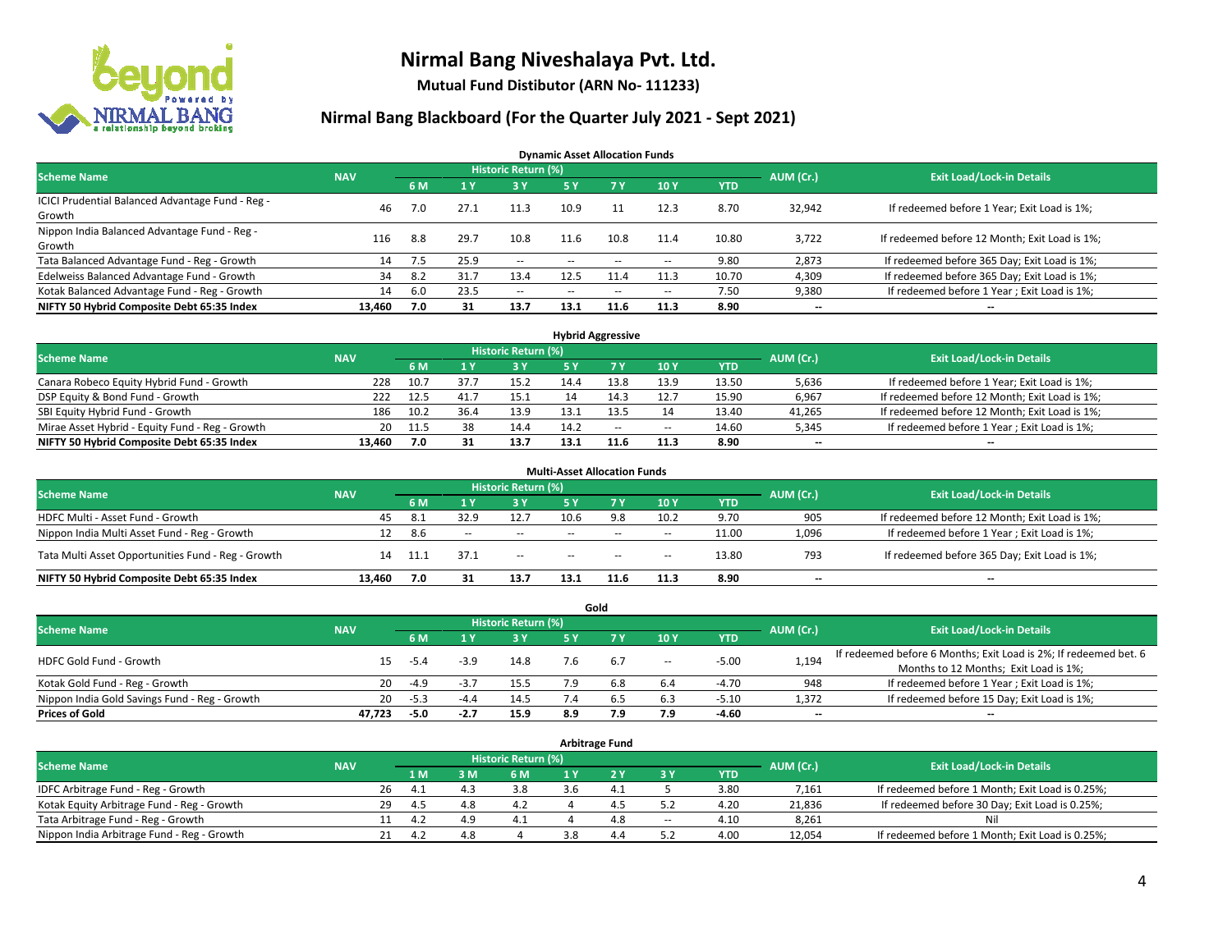# Nirmal Bang Niveshalaya Pvt. Ltd.

**Mutual Fund Distibutor (ARN No- 111233)**

## Nirmal Bang Blackboard (For the Quarter July 2021 - Sept 2021)

### Dynamic Asset Allocation Funds

| Scheme Name | NAV | Historic Return (%) | | | | | | | AUM (Cr.) | Exit Load/Lock-in Details |
|---|---|---|---|---|---|---|---|---|---|---|
| | | 6 M | 1 Y | 3 Y | 5 Y | 7 Y | 10 Y | YTD | | |
| ICICI Prudential Balanced Advantage Fund - Reg - Growth | 46 | 7.0 | 27.1 | 11.3 | 10.9 | 11 | 12.3 | 8.70 | 32,942 | If redeemed before 1 Year; Exit Load is 1%; |
| Nippon India Balanced Advantage Fund - Reg - Growth | 116 | 8.8 | 29.7 | 10.8 | 11.6 | 10.8 | 11.4 | 10.80 | 3,722 | If redeemed before 12 Month; Exit Load is 1%; |
| Tata Balanced Advantage Fund - Reg - Growth | 14 | 7.5 | 25.9 | -- | -- | -- | -- | 9.80 | 2,873 | If redeemed before 365 Day; Exit Load is 1%; |
| Edelweiss Balanced Advantage Fund - Growth | 34 | 8.2 | 31.7 | 13.4 | 12.5 | 11.4 | 11.3 | 10.70 | 4,309 | If redeemed before 365 Day; Exit Load is 1%; |
| Kotak Balanced Advantage Fund - Reg - Growth | 14 | 6.0 | 23.5 | -- | -- | -- | -- | 7.50 | 9,380 | If redeemed before 1 Year ; Exit Load is 1%; |
| **NIFTY 50 Hybrid Composite Debt 65:35 Index** | **13,460** | **7.0** | **31** | **13.7** | **13.1** | **11.6** | **11.3** | **8.90** | **--** | **--** |

### Hybrid Aggressive

| Scheme Name | NAV | Historic Return (%) | | | | | | | AUM (Cr.) | Exit Load/Lock-in Details |
|---|---|---|---|---|---|---|---|---|---|---|
| | | 6 M | 1 Y | 3 Y | 5 Y | 7 Y | 10 Y | YTD | | |
| Canara Robeco Equity Hybrid Fund - Growth | 228 | 10.7 | 37.7 | 15.2 | 14.4 | 13.8 | 13.9 | 13.50 | 5,636 | If redeemed before 1 Year; Exit Load is 1%; |
| DSP Equity & Bond Fund - Growth | 222 | 12.5 | 41.7 | 15.1 | 14 | 14.3 | 12.7 | 15.90 | 6,967 | If redeemed before 12 Month; Exit Load is 1%; |
| SBI Equity Hybrid Fund - Growth | 186 | 10.2 | 36.4 | 13.9 | 13.1 | 13.5 | 14 | 13.40 | 41,265 | If redeemed before 12 Month; Exit Load is 1%; |
| Mirae Asset Hybrid - Equity Fund - Reg - Growth | 20 | 11.5 | 38 | 14.4 | 14.2 | -- | -- | 14.60 | 5,345 | If redeemed before 1 Year ; Exit Load is 1%; |
| **NIFTY 50 Hybrid Composite Debt 65:35 Index** | **13,460** | **7.0** | **31** | **13.7** | **13.1** | **11.6** | **11.3** | **8.90** | **--** | **--** |

### Multi-Asset Allocation Funds

| Scheme Name | NAV | Historic Return (%) | | | | | | | AUM (Cr.) | Exit Load/Lock-in Details |
|---|---|---|---|---|---|---|---|---|---|---|
| | | 6 M | 1 Y | 3 Y | 5 Y | 7 Y | 10 Y | YTD | | |
| HDFC Multi - Asset Fund - Growth | 45 | 8.1 | 32.9 | 12.7 | 10.6 | 9.8 | 10.2 | 9.70 | 905 | If redeemed before 12 Month; Exit Load is 1%; |
| Nippon India Multi Asset Fund - Reg - Growth | 12 | 8.6 | -- | -- | -- | -- | -- | 11.00 | 1,096 | If redeemed before 1 Year ; Exit Load is 1%; |
| Tata Multi Asset Opportunities Fund - Reg - Growth | 14 | 11.1 | 37.1 | -- | -- | -- | -- | 13.80 | 793 | If redeemed before 365 Day; Exit Load is 1%; |
| **NIFTY 50 Hybrid Composite Debt 65:35 Index** | **13,460** | **7.0** | **31** | **13.7** | **13.1** | **11.6** | **11.3** | **8.90** | **--** | **--** |

### Gold

| Scheme Name | NAV | Historic Return (%) | | | | | | | AUM (Cr.) | Exit Load/Lock-in Details |
|---|---|---|---|---|---|---|---|---|---|---|
| | | 6 M | 1 Y | 3 Y | 5 Y | 7 Y | 10 Y | YTD | | |
| HDFC Gold Fund - Growth | 15 | -5.4 | -3.9 | 14.8 | 7.6 | 6.7 | -- | -5.00 | 1,194 | If redeemed before 6 Months; Exit Load is 2%; If redeemed bet. 6 Months to 12 Months; Exit Load is 1%; |
| Kotak Gold Fund - Reg - Growth | 20 | -4.9 | -3.7 | 15.5 | 7.9 | 6.8 | 6.4 | -4.70 | 948 | If redeemed before 1 Year ; Exit Load is 1%; |
| Nippon India Gold Savings Fund - Reg - Growth | 20 | -5.3 | -4.4 | 14.5 | 7.4 | 6.5 | 6.3 | -5.10 | 1,372 | If redeemed before 15 Day; Exit Load is 1%; |
| **Prices of Gold** | **47,723** | **-5.0** | **-2.7** | **15.9** | **8.9** | **7.9** | **7.9** | **-4.60** | **--** | **--** |

### Arbitrage Fund

| Scheme Name | NAV | Historic Return (%) | | | | | | | AUM (Cr.) | Exit Load/Lock-in Details |
|---|---|---|---|---|---|---|---|---|---|---|
| | | 1 M | 3 M | 6 M | 1 Y | 2 Y | 3 Y | YTD | | |
| IDFC Arbitrage Fund - Reg - Growth | 26 | 4.1 | 4.3 | 3.8 | 3.6 | 4.1 | 5 | 3.80 | 7,161 | If redeemed before 1 Month; Exit Load is 0.25%; |
| Kotak Equity Arbitrage Fund - Reg - Growth | 29 | 4.5 | 4.8 | 4.2 | 4 | 4.5 | 5.2 | 4.20 | 21,836 | If redeemed before 30 Day; Exit Load is 0.25%; |
| Tata Arbitrage Fund - Reg - Growth | 11 | 4.2 | 4.9 | 4.1 | 4 | 4.8 | -- | 4.10 | 8,261 | Nil |
| Nippon India Arbitrage Fund - Reg - Growth | 21 | 4.2 | 4.8 | 4 | 3.8 | 4.4 | 5.2 | 4.00 | 12,054 | If redeemed before 1 Month; Exit Load is 0.25%; |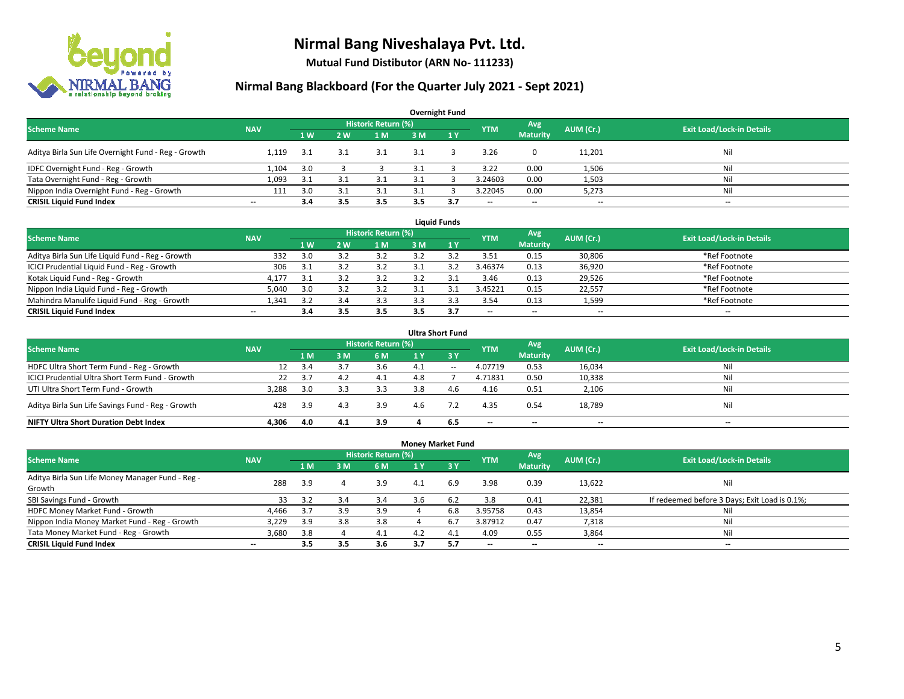# Nirmal Bang Niveshalaya Pvt. Ltd.

**Mutual Fund Distibutor (ARN No- 111233)**

## Nirmal Bang Blackboard (For the Quarter July 2021 - Sept 2021)

### Overnight Fund

| Scheme Name | NAV | Historic Return (%) | | | | | YTM | Avg Maturity | AUM (Cr.) | Exit Load/Lock-in Details |
|---|---|---|---|---|---|---|---|---|---|---|
| | | 1 W | 2 W | 1 M | 3 M | 1 Y | | | | |
| Aditya Birla Sun Life Overnight Fund - Reg - Growth | 1,119 | 3.1 | 3.1 | 3.1 | 3.1 | 3 | 3.26 | 0 | 11,201 | Nil |
| IDFC Overnight Fund - Reg - Growth | 1,104 | 3.0 | 3 | 3 | 3.1 | 3 | 3.22 | 0.00 | 1,506 | Nil |
| Tata Overnight Fund - Reg - Growth | 1,093 | 3.1 | 3.1 | 3.1 | 3.1 | 3 | 3.24603 | 0.00 | 1,503 | Nil |
| Nippon India Overnight Fund - Reg - Growth | 111 | 3.0 | 3.1 | 3.1 | 3.1 | 3 | 3.22045 | 0.00 | 5,273 | Nil |
| **CRISIL Liquid Fund Index** | -- | **3.4** | **3.5** | **3.5** | **3.5** | **3.7** | -- | -- | -- | -- |

### Liquid Funds

| Scheme Name | NAV | Historic Return (%) | | | | | YTM | Avg Maturity | AUM (Cr.) | Exit Load/Lock-in Details |
|---|---|---|---|---|---|---|---|---|---|---|
| | | 1 W | 2 W | 1 M | 3 M | 1 Y | | | | |
| Aditya Birla Sun Life Liquid Fund - Reg - Growth | 332 | 3.0 | 3.2 | 3.2 | 3.2 | 3.2 | 3.51 | 0.15 | 30,806 | *Ref Footnote |
| ICICI Prudential Liquid Fund - Reg - Growth | 306 | 3.1 | 3.2 | 3.2 | 3.1 | 3.2 | 3.46374 | 0.13 | 36,920 | *Ref Footnote |
| Kotak Liquid Fund - Reg - Growth | 4,177 | 3.1 | 3.2 | 3.2 | 3.2 | 3.1 | 3.46 | 0.13 | 29,526 | *Ref Footnote |
| Nippon India Liquid Fund - Reg - Growth | 5,040 | 3.0 | 3.2 | 3.2 | 3.1 | 3.1 | 3.45221 | 0.15 | 22,557 | *Ref Footnote |
| Mahindra Manulife Liquid Fund - Reg - Growth | 1,341 | 3.2 | 3.4 | 3.3 | 3.3 | 3.3 | 3.54 | 0.13 | 1,599 | *Ref Footnote |
| **CRISIL Liquid Fund Index** | -- | **3.4** | **3.5** | **3.5** | **3.5** | **3.7** | -- | -- | -- | -- |

### Ultra Short Fund

| Scheme Name | NAV | Historic Return (%) | | | | | YTM | Avg Maturity | AUM (Cr.) | Exit Load/Lock-in Details |
|---|---|---|---|---|---|---|---|---|---|---|
| | | 1 M | 3 M | 6 M | 1 Y | 3 Y | | | | |
| HDFC Ultra Short Term Fund - Reg - Growth | 12 | 3.4 | 3.7 | 3.6 | 4.1 | -- | 4.07719 | 0.53 | 16,034 | Nil |
| ICICI Prudential Ultra Short Term Fund - Growth | 22 | 3.7 | 4.2 | 4.1 | 4.8 | 7 | 4.71831 | 0.50 | 10,338 | Nil |
| UTI Ultra Short Term Fund - Growth | 3,288 | 3.0 | 3.3 | 3.3 | 3.8 | 4.6 | 4.16 | 0.51 | 2,106 | Nil |
| Aditya Birla Sun Life Savings Fund - Reg - Growth | 428 | 3.9 | 4.3 | 3.9 | 4.6 | 7.2 | 4.35 | 0.54 | 18,789 | Nil |
| **NIFTY Ultra Short Duration Debt Index** | **4,306** | **4.0** | **4.1** | **3.9** | **4** | **6.5** | -- | -- | -- | -- |

### Money Market Fund

| Scheme Name | NAV | Historic Return (%) | | | | | YTM | Avg Maturity | AUM (Cr.) | Exit Load/Lock-in Details |
|---|---|---|---|---|---|---|---|---|---|---|
| | | 1 M | 3 M | 6 M | 1 Y | 3 Y | | | | |
| Aditya Birla Sun Life Money Manager Fund - Reg - Growth | 288 | 3.9 | 4 | 3.9 | 4.1 | 6.9 | 3.98 | 0.39 | 13,622 | Nil |
| SBI Savings Fund - Growth | 33 | 3.2 | 3.4 | 3.4 | 3.6 | 6.2 | 3.8 | 0.41 | 22,381 | If redeemed before 3 Days; Exit Load is 0.1%; |
| HDFC Money Market Fund - Growth | 4,466 | 3.7 | 3.9 | 3.9 | 4 | 6.8 | 3.95758 | 0.43 | 13,854 | Nil |
| Nippon India Money Market Fund - Reg - Growth | 3,229 | 3.9 | 3.8 | 3.8 | 4 | 6.7 | 3.87912 | 0.47 | 7,318 | Nil |
| Tata Money Market Fund - Reg - Growth | 3,680 | 3.8 | 4 | 4.1 | 4.2 | 4.1 | 4.09 | 0.55 | 3,864 | Nil |
| **CRISIL Liquid Fund Index** | -- | **3.5** | **3.5** | **3.6** | **3.7** | **5.7** | -- | -- | -- | -- |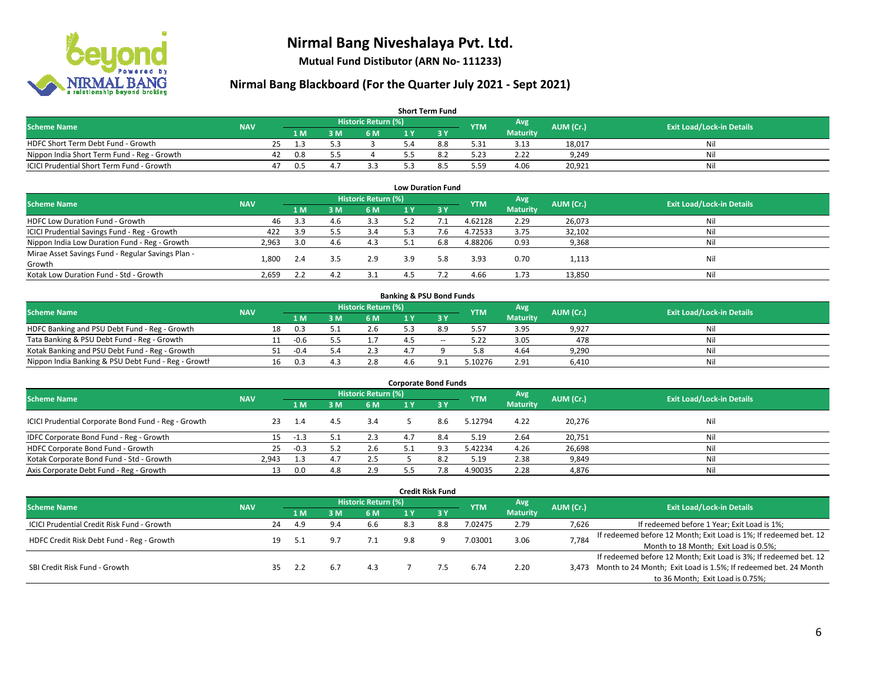# Nirmal Bang Niveshalaya Pvt. Ltd.

**Mutual Fund Distibutor (ARN No- 111233)**

## Nirmal Bang Blackboard (For the Quarter July 2021 - Sept 2021)

### Short Term Fund

| Scheme Name | NAV | Historic Return (%) | | | | | YTM | Avg Maturity | AUM (Cr.) | Exit Load/Lock-in Details |
|---|---|---|---|---|---|---|---|---|---|---|
| | | 1 M | 3 M | 6 M | 1 Y | 3 Y | | | | |
| HDFC Short Term Debt Fund - Growth | 25 | 1.3 | 5.3 | 3 | 5.4 | 8.8 | 5.31 | 3.13 | 18,017 | Nil |
| Nippon India Short Term Fund - Reg - Growth | 42 | 0.8 | 5.5 | 4 | 5.5 | 8.2 | 5.23 | 2.22 | 9,249 | Nil |
| ICICI Prudential Short Term Fund - Growth | 47 | 0.5 | 4.7 | 3.3 | 5.3 | 8.5 | 5.59 | 4.06 | 20,921 | Nil |

### Low Duration Fund

| Scheme Name | NAV | Historic Return (%) | | | | | YTM | Avg Maturity | AUM (Cr.) | Exit Load/Lock-in Details |
|---|---|---|---|---|---|---|---|---|---|---|
| | | 1 M | 3 M | 6 M | 1 Y | 3 Y | | | | |
| HDFC Low Duration Fund - Growth | 46 | 3.3 | 4.6 | 3.3 | 5.2 | 7.1 | 4.62128 | 2.29 | 26,073 | Nil |
| ICICI Prudential Savings Fund - Reg - Growth | 422 | 3.9 | 5.5 | 3.4 | 5.3 | 7.6 | 4.72533 | 3.75 | 32,102 | Nil |
| Nippon India Low Duration Fund - Reg - Growth | 2,963 | 3.0 | 4.6 | 4.3 | 5.1 | 6.8 | 4.88206 | 0.93 | 9,368 | Nil |
| Mirae Asset Savings Fund - Regular Savings Plan - Growth | 1,800 | 2.4 | 3.5 | 2.9 | 3.9 | 5.8 | 3.93 | 0.70 | 1,113 | Nil |
| Kotak Low Duration Fund - Std - Growth | 2,659 | 2.2 | 4.2 | 3.1 | 4.5 | 7.2 | 4.66 | 1.73 | 13,850 | Nil |

### Banking & PSU Bond Funds

| Scheme Name | NAV | Historic Return (%) | | | | | YTM | Avg Maturity | AUM (Cr.) | Exit Load/Lock-in Details |
|---|---|---|---|---|---|---|---|---|---|---|
| | | 1 M | 3 M | 6 M | 1 Y | 3 Y | | | | |
| HDFC Banking and PSU Debt Fund - Reg - Growth | 18 | 0.3 | 5.1 | 2.6 | 5.3 | 8.9 | 5.57 | 3.95 | 9,927 | Nil |
| Tata Banking & PSU Debt Fund - Reg - Growth | 11 | -0.6 | 5.5 | 1.7 | 4.5 | -- | 5.22 | 3.05 | 478 | Nil |
| Kotak Banking and PSU Debt Fund - Reg - Growth | 51 | -0.4 | 5.4 | 2.3 | 4.7 | 9 | 5.8 | 4.64 | 9,290 | Nil |
| Nippon India Banking & PSU Debt Fund - Reg - Growth | 16 | 0.3 | 4.3 | 2.8 | 4.6 | 9.1 | 5.10276 | 2.91 | 6,410 | Nil |

### Corporate Bond Funds

| Scheme Name | NAV | Historic Return (%) | | | | | YTM | Avg Maturity | AUM (Cr.) | Exit Load/Lock-in Details |
|---|---|---|---|---|---|---|---|---|---|---|
| | | 1 M | 3 M | 6 M | 1 Y | 3 Y | | | | |
| ICICI Prudential Corporate Bond Fund - Reg - Growth | 23 | 1.4 | 4.5 | 3.4 | 5 | 8.6 | 5.12794 | 4.22 | 20,276 | Nil |
| IDFC Corporate Bond Fund - Reg - Growth | 15 | -1.3 | 5.1 | 2.3 | 4.7 | 8.4 | 5.19 | 2.64 | 20,751 | Nil |
| HDFC Corporate Bond Fund - Growth | 25 | -0.3 | 5.2 | 2.6 | 5.1 | 9.3 | 5.42234 | 4.26 | 26,698 | Nil |
| Kotak Corporate Bond Fund - Std - Growth | 2,943 | 1.3 | 4.7 | 2.5 | 5 | 8.2 | 5.19 | 2.38 | 9,849 | Nil |
| Axis Corporate Debt Fund - Reg - Growth | 13 | 0.0 | 4.8 | 2.9 | 5.5 | 7.8 | 4.90035 | 2.28 | 4,876 | Nil |

### Credit Risk Fund

| Scheme Name | NAV | Historic Return (%) | | | | | YTM | Avg Maturity | AUM (Cr.) | Exit Load/Lock-in Details |
|---|---|---|---|---|---|---|---|---|---|---|
| | | 1 M | 3 M | 6 M | 1 Y | 3 Y | | | | |
| ICICI Prudential Credit Risk Fund - Growth | 24 | 4.9 | 9.4 | 6.6 | 8.3 | 8.8 | 7.02475 | 2.79 | 7,626 | If redeemed before 1 Year; Exit Load is 1%; |
| HDFC Credit Risk Debt Fund - Reg - Growth | 19 | 5.1 | 9.7 | 7.1 | 9.8 | 9 | 7.03001 | 3.06 | 7,784 | If redeemed before 12 Month; Exit Load is 1%; If redeemed bet. 12 Month to 18 Month; Exit Load is 0.5%; |
| SBI Credit Risk Fund - Growth | 35 | 2.2 | 6.7 | 4.3 | 7 | 7.5 | 6.74 | 2.20 | 3,473 | If redeemed before 12 Month; Exit Load is 3%; If redeemed bet. 12 Month to 24 Month; Exit Load is 1.5%; If redeemed bet. 24 Month to 36 Month; Exit Load is 0.75%; |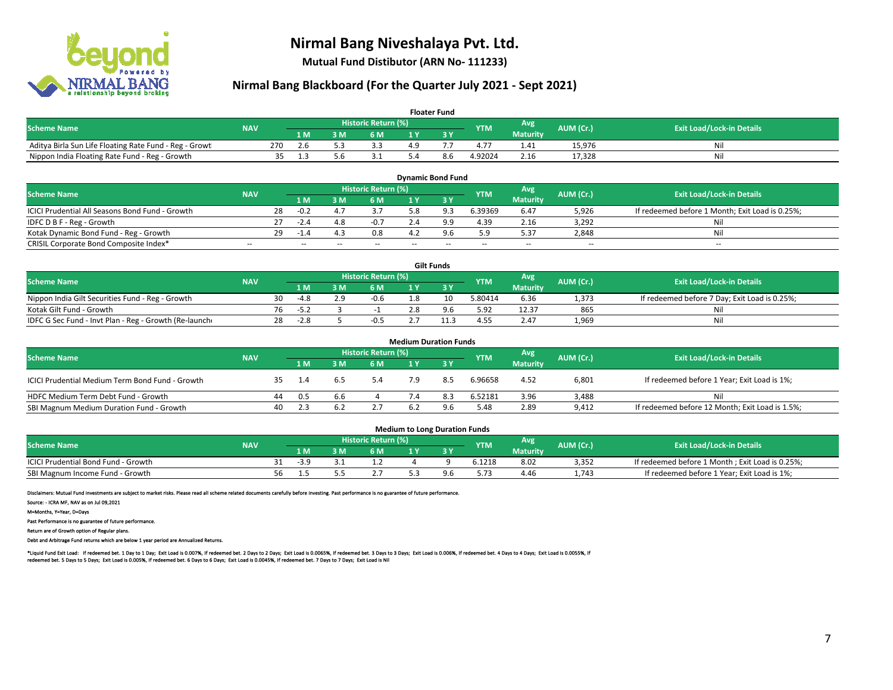# Nirmal Bang Niveshalaya Pvt. Ltd.

**Mutual Fund Distibutor (ARN No- 111233)**

## Nirmal Bang Blackboard (For the Quarter July 2021 - Sept 2021)

### Floater Fund

| Scheme Name | NAV | Historic Return (%) | | | | | YTM | Avg Maturity | AUM (Cr.) | Exit Load/Lock-in Details |
|---|---|---|---|---|---|---|---|---|---|---|
| | | 1 M | 3 M | 6 M | 1 Y | 3 Y | | | | |
| Aditya Birla Sun Life Floating Rate Fund - Reg - Growt | 270 | 2.6 | 5.3 | 3.3 | 4.9 | 7.7 | 4.77 | 1.41 | 15,976 | Nil |
| Nippon India Floating Rate Fund - Reg - Growth | 35 | 1.3 | 5.6 | 3.1 | 5.4 | 8.6 | 4.92024 | 2.16 | 17,328 | Nil |

### Dynamic Bond Fund

| Scheme Name | NAV | Historic Return (%) | | | | | YTM | Avg Maturity | AUM (Cr.) | Exit Load/Lock-in Details |
|---|---|---|---|---|---|---|---|---|---|---|
| | | 1 M | 3 M | 6 M | 1 Y | 3 Y | | | | |
| ICICI Prudential All Seasons Bond Fund - Growth | 28 | -0.2 | 4.7 | 3.7 | 5.8 | 9.3 | 6.39369 | 6.47 | 5,926 | If redeemed before 1 Month; Exit Load is 0.25%; |
| IDFC D B F - Reg - Growth | 27 | -2.4 | 4.8 | -0.7 | 2.4 | 9.9 | 4.39 | 2.16 | 3,292 | Nil |
| Kotak Dynamic Bond Fund - Reg - Growth | 29 | -1.4 | 4.3 | 0.8 | 4.2 | 9.6 | 5.9 | 5.37 | 2,848 | Nil |
| CRISIL Corporate Bond Composite Index* | -- | -- | -- | -- | -- | -- | -- | -- | -- | -- |

### Gilt Funds

| Scheme Name | NAV | Historic Return (%) | | | | | YTM | Avg Maturity | AUM (Cr.) | Exit Load/Lock-in Details |
|---|---|---|---|---|---|---|---|---|---|---|
| | | 1 M | 3 M | 6 M | 1 Y | 3 Y | | | | |
| Nippon India Gilt Securities Fund - Reg - Growth | 30 | -4.8 | 2.9 | -0.6 | 1.8 | 10 | 5.80414 | 6.36 | 1,373 | If redeemed before 7 Day; Exit Load is 0.25%; |
| Kotak Gilt Fund - Growth | 76 | -5.2 | 3 | -1 | 2.8 | 9.6 | 5.92 | 12.37 | 865 | Nil |
| IDFC G Sec Fund - Invt Plan - Reg - Growth (Re-launch | 28 | -2.8 | 5 | -0.5 | 2.7 | 11.3 | 4.55 | 2.47 | 1,969 | Nil |

### Medium Duration Funds

| Scheme Name | NAV | Historic Return (%) | | | | | YTM | Avg Maturity | AUM (Cr.) | Exit Load/Lock-in Details |
|---|---|---|---|---|---|---|---|---|---|---|
| | | 1 M | 3 M | 6 M | 1 Y | 3 Y | | | | |
| ICICI Prudential Medium Term Bond Fund - Growth | 35 | 1.4 | 6.5 | 5.4 | 7.9 | 8.5 | 6.96658 | 4.52 | 6,801 | If redeemed before 1 Year; Exit Load is 1%; |
| HDFC Medium Term Debt Fund - Growth | 44 | 0.5 | 6.6 | 4 | 7.4 | 8.3 | 6.52181 | 3.96 | 3,488 | Nil |
| SBI Magnum Medium Duration Fund - Growth | 40 | 2.3 | 6.2 | 2.7 | 6.2 | 9.6 | 5.48 | 2.89 | 9,412 | If redeemed before 12 Month; Exit Load is 1.5%; |

### Medium to Long Duration Funds

| Scheme Name | NAV | Historic Return (%) | | | | | YTM | Avg Maturity | AUM (Cr.) | Exit Load/Lock-in Details |
|---|---|---|---|---|---|---|---|---|---|---|
| | | 1 M | 3 M | 6 M | 1 Y | 3 Y | | | | |
| ICICI Prudential Bond Fund - Growth | 31 | -3.9 | 3.1 | 1.2 | 4 | 9 | 6.1218 | 8.02 | 3,352 | If redeemed before 1 Month ; Exit Load is 0.25%; |
| SBI Magnum Income Fund - Growth | 56 | 1.5 | 5.5 | 2.7 | 5.3 | 9.6 | 5.73 | 4.46 | 1,743 | If redeemed before 1 Year; Exit Load is 1%; |

Disclaimers: Mutual Fund investments are subject to market risks. Please read all scheme related documents carefully before investing. Past performance is no guarantee of future performance.

Source: - ICRA MF, NAV as on Jul 09,2021

M=Months, Y=Year, D=Days

Past Performance is no guarantee of future performance.

Return are of Growth option of Regular plans.

Debt and Arbitrage Fund returns which are below 1 year period are Annualized Returns.

*Liquid Fund Exit Load: If redeemed bet. 1 Day to 1 Day; Exit Load is 0.007%, If redeemed bet. 2 Days to 2 Days; Exit Load is 0.0065%, If redeemed bet. 3 Days to 3 Days; Exit Load is 0.006%, If redeemed bet. 4 Days to 4 Days; Exit Load is 0.0055%, If redeemed bet. 5 Days to 5 Days; Exit Load is 0.005%, If redeemed bet. 6 Days to 6 Days; Exit Load is 0.0045%, If redeemed bet. 7 Days to 7 Days; Exit Load is Nil